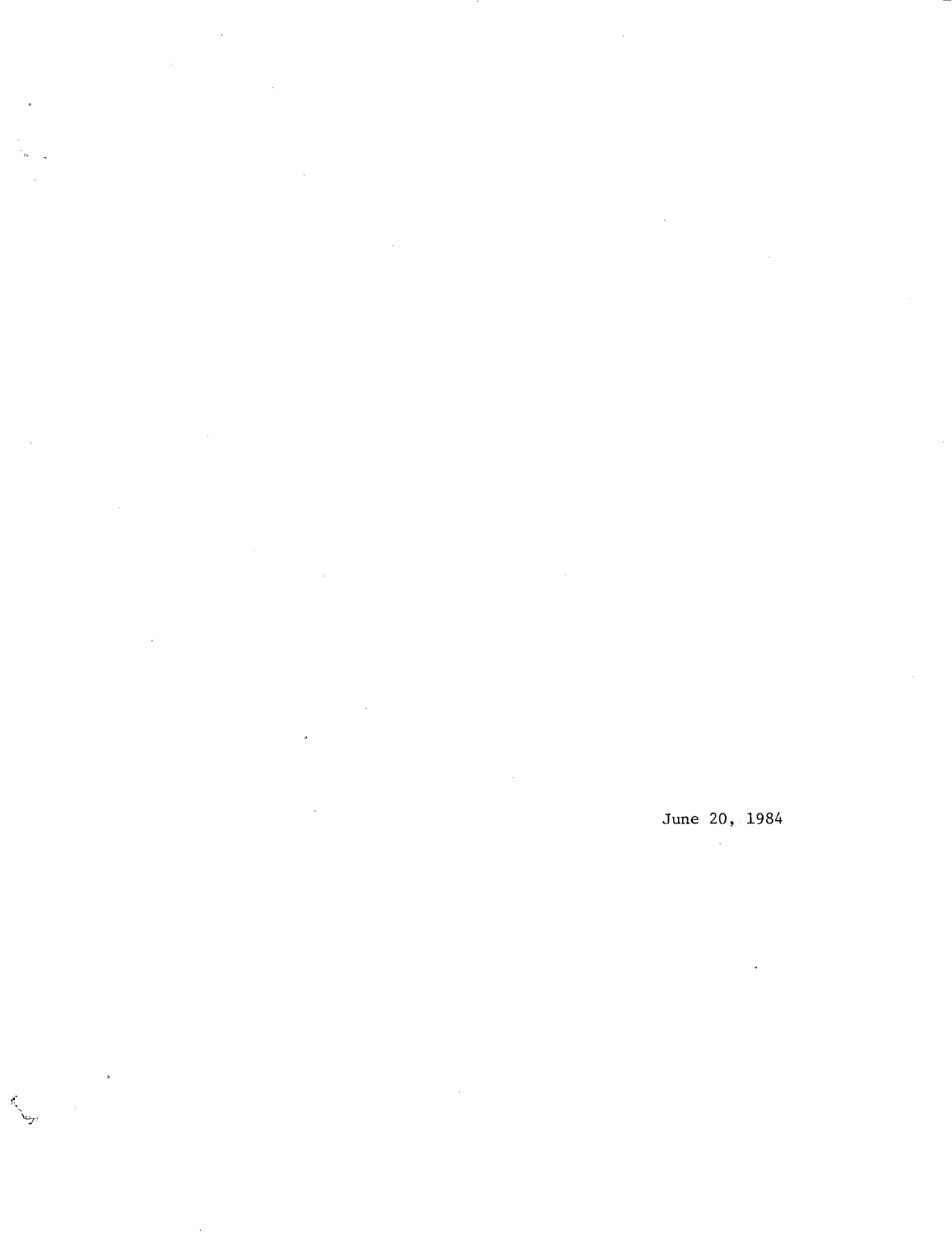June 20, 1984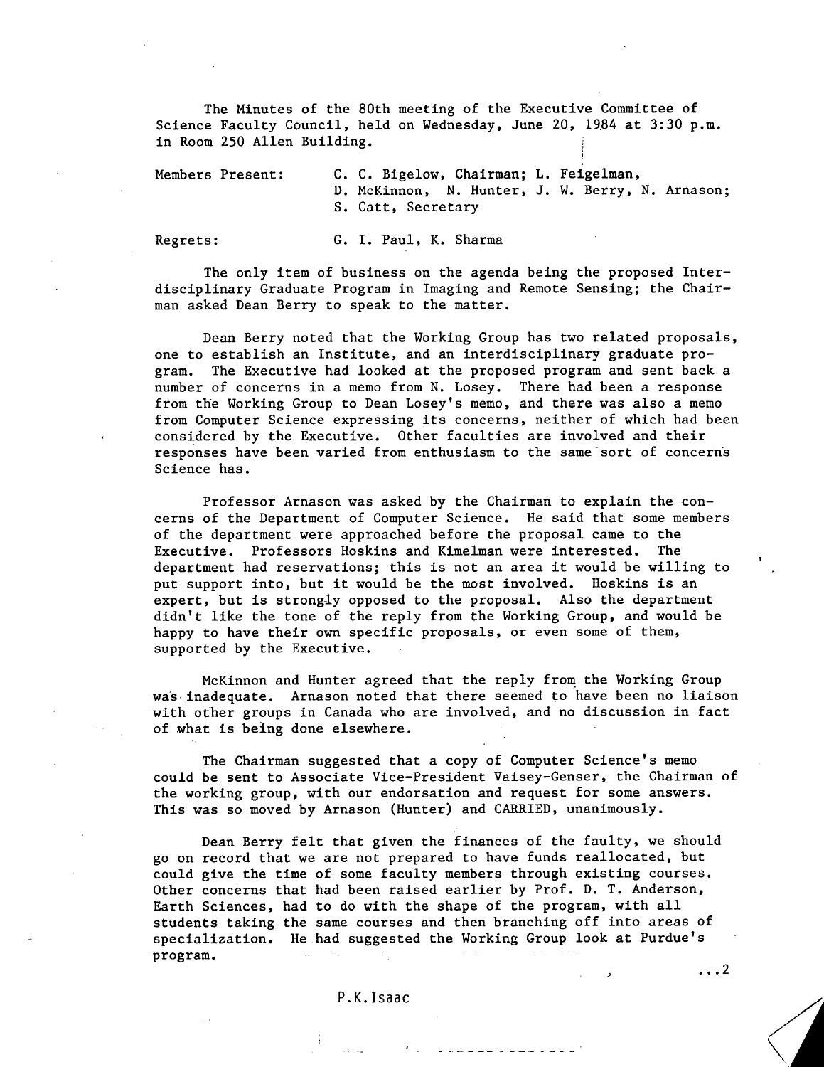The Minutes of the 80th meeting of the Executive Committee of Science Faculty Council, held on Wednesday, June 20, 1984 at 3:30 p.m. in Room 250 Allen Building.

Members Present: C. C. Bigelow, Chairman; L. Feigelman, D. McKinnon, N. Hunter, J. W. Berry, N. Arnason; S. Catt, Secretary

Regrets: G. I. Paul, K. Sharma

The only item of business on the agenda being the proposed Interdisciplinary Graduate Program in Imaging and Remote Sensing; the Chairman asked Dean Berry to speak to the matter.

Dean Berry noted that the Working Group has two related proposals, one to establish an Institute, and an interdisciplinary graduate program. The Executive had looked at the proposed program and sent back a number of concerns in a memo from N. Losey. There had been a response from the Working Group to Dean Losey's memo, and there was also a memo from Computer Science expressing its concerns, neither of which had been considered by the Executive. Other faculties are involved and their responses have been varied from enthusiasm to the same sort of concerns Science has.

Professor Arnason was asked by the Chairman to explain the concerns of the Department of Computer Science. He said that some members of the department were approached before the proposal came to the Executive. Professors Hoskins and Kimelman were interested. The department had reservations; this is not an area it would be willing to put support into, but it would be the most involved. Hoskins is an expert, but is strongly opposed to the proposal. Also the department didn't like the tone of the reply from the Working Group, and would be happy to have their own specific proposals, or even some of them, supported by the Executive.

McKinnon and Hunter agreed that the reply from the Working Group was inadequate. Arnason noted that there seemed to have been no liaison with other groups in Canada who are involved, and no discussion in fact of what is being done elsewhere.

The Chairman suggested that a copy of Computer Science's memo could be sent to Associate Vice-President Vaisey-Genser, the Chairman of the working group, with our endorsation and request for some answers. This was so moved by Arnason (Hunter) and CARRIED, unanimously.

Dean Berry felt that given the finances of the faulty, we should go on record that we are not prepared to have funds reallocated, but could give the time of some faculty members through existing courses. Other concerns that had been raised earlier by Prof. D. T. Anderson, Earth Sciences, had to do with the shape of the program, with all students taking the same courses and then branching off into areas of specialization. He had suggested the Working Group look at Purdue's program.

...2

P.K.Isaac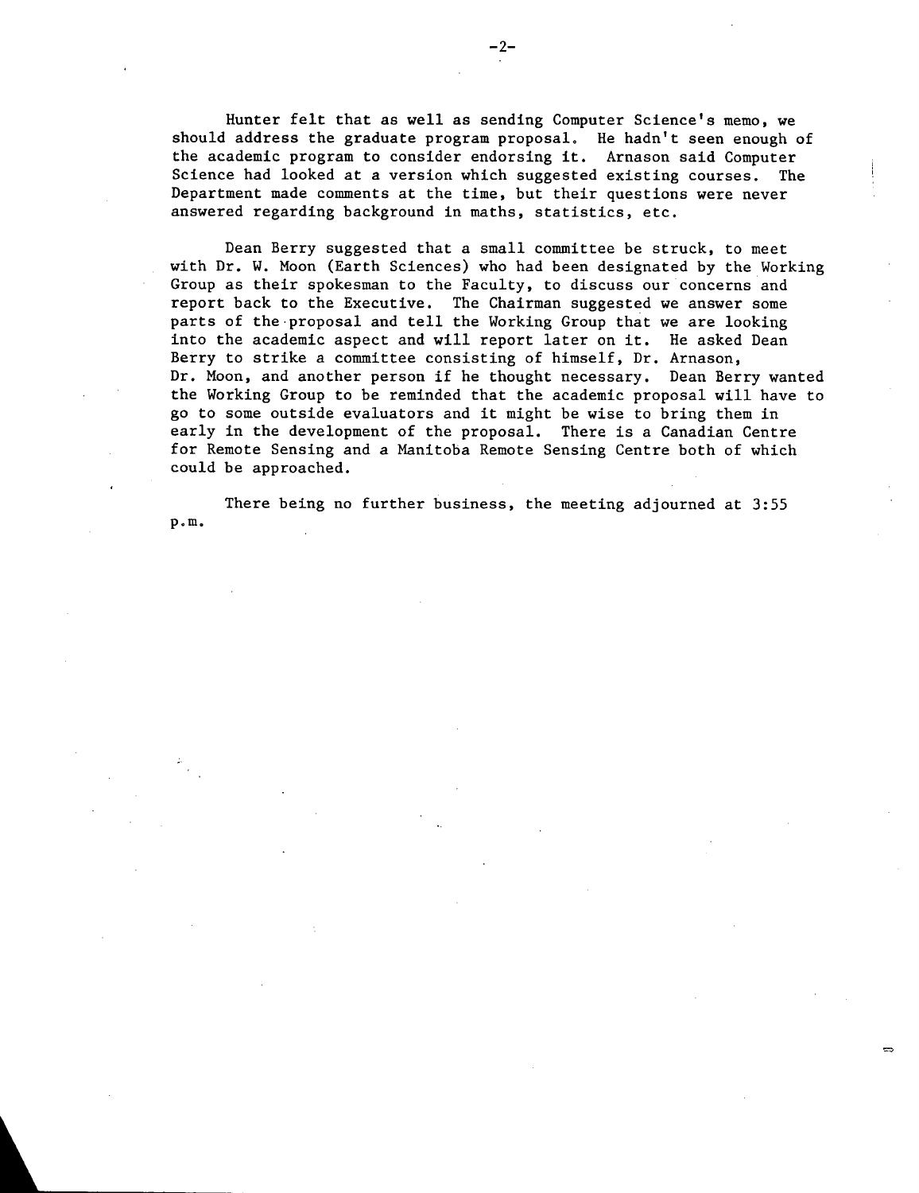Hunter felt that as well as sending Computer Science's memo, we should address the graduate program proposal. He hadn't seen enough of the academic program to consider endorsing it. Arnason said Computer Science had looked at a version which suggested existing courses. The Department made comments at the time, but their questions were never answered regarding background in maths, statistics, etc.

Dean Berry suggested that a small committee be struck, to meet with Dr. W. Moon (Earth Sciences) who had been designated by the Working Group as their spokesman to the Faculty, to discuss our concerns and report back to the Executive. The Chairman suggested we answer some parts of the proposal and tell the Working Group that we are looking into the academic aspect and will report later on it. He asked Dean Berry to strike a committee consisting of himself, Dr. Arnason, Dr. Moon, and another person if he thought necessary. Dean Berry wanted the Working Group to be reminded that the academic proposal will have to go to some outside evaluators and it might be wise to bring them in early in the development of the proposal. There is a Canadian Centre for Remote Sensing and a Manitoba Remote Sensing Centre both of which could be approached.

There being no further business, the meeting adjourned at 3:55 p.m.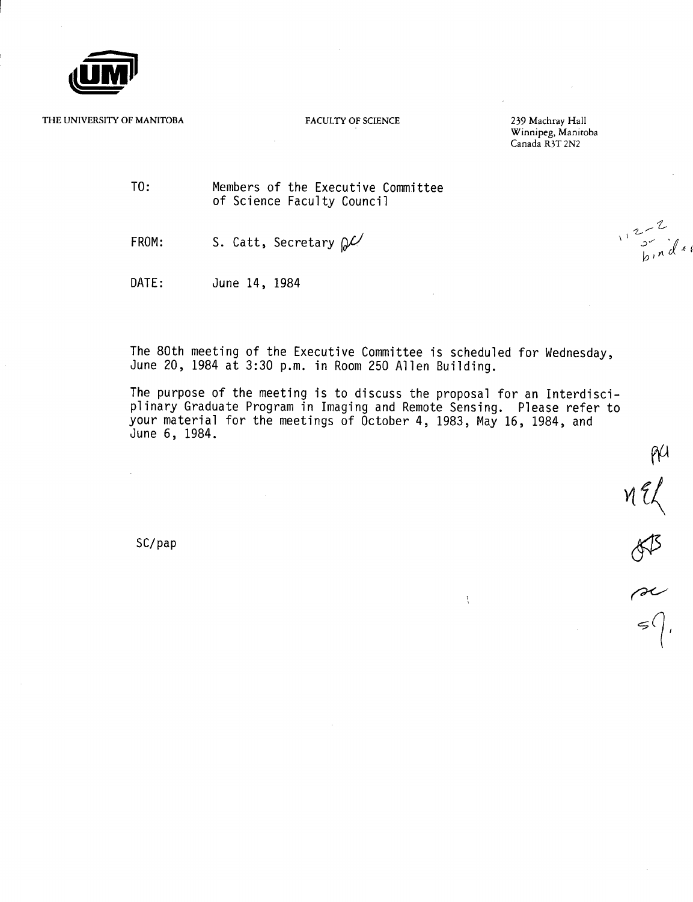THE UNIVERSITY OF MANITOBA

FACULTY OF SCIENCE

239 Machray Hall
Winnipeg, Manitoba
Canada R3T 2N2

TO: Members of the Executive Committee of Science Faculty Council

FROM: S. Catt, Secretary

DATE: June 14, 1984

The 80th meeting of the Executive Committee is scheduled for Wednesday, June 20, 1984 at 3:30 p.m. in Room 250 Allen Building.

The purpose of the meeting is to discuss the proposal for an Interdisciplinary Graduate Program in Imaging and Remote Sensing. Please refer to your material for the meetings of October 4, 1983, May 16, 1984, and June 6, 1984.

SC/pap